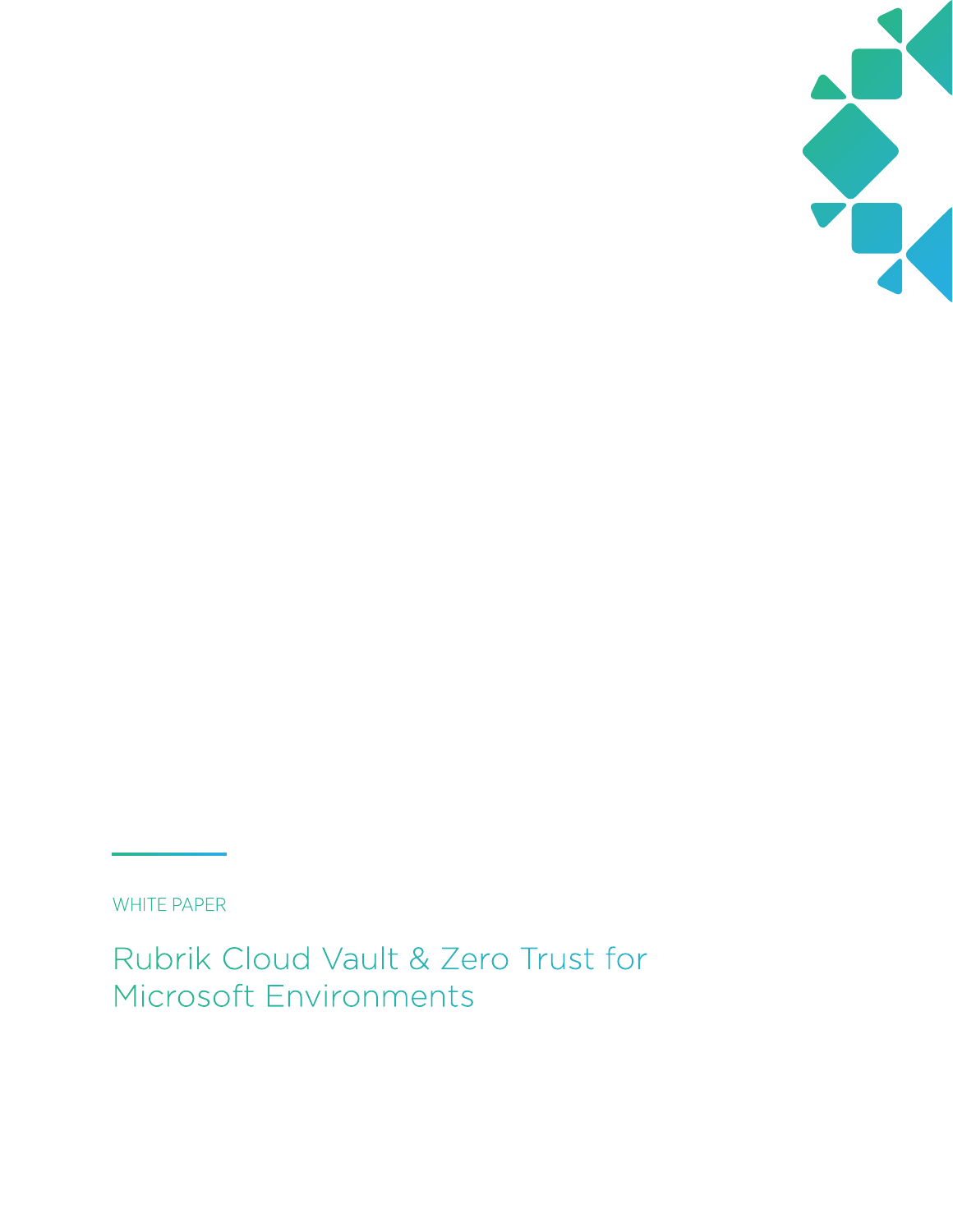WHITE PAPER

# Rubrik Cloud Vault & Zero Trust for Microsoft Environments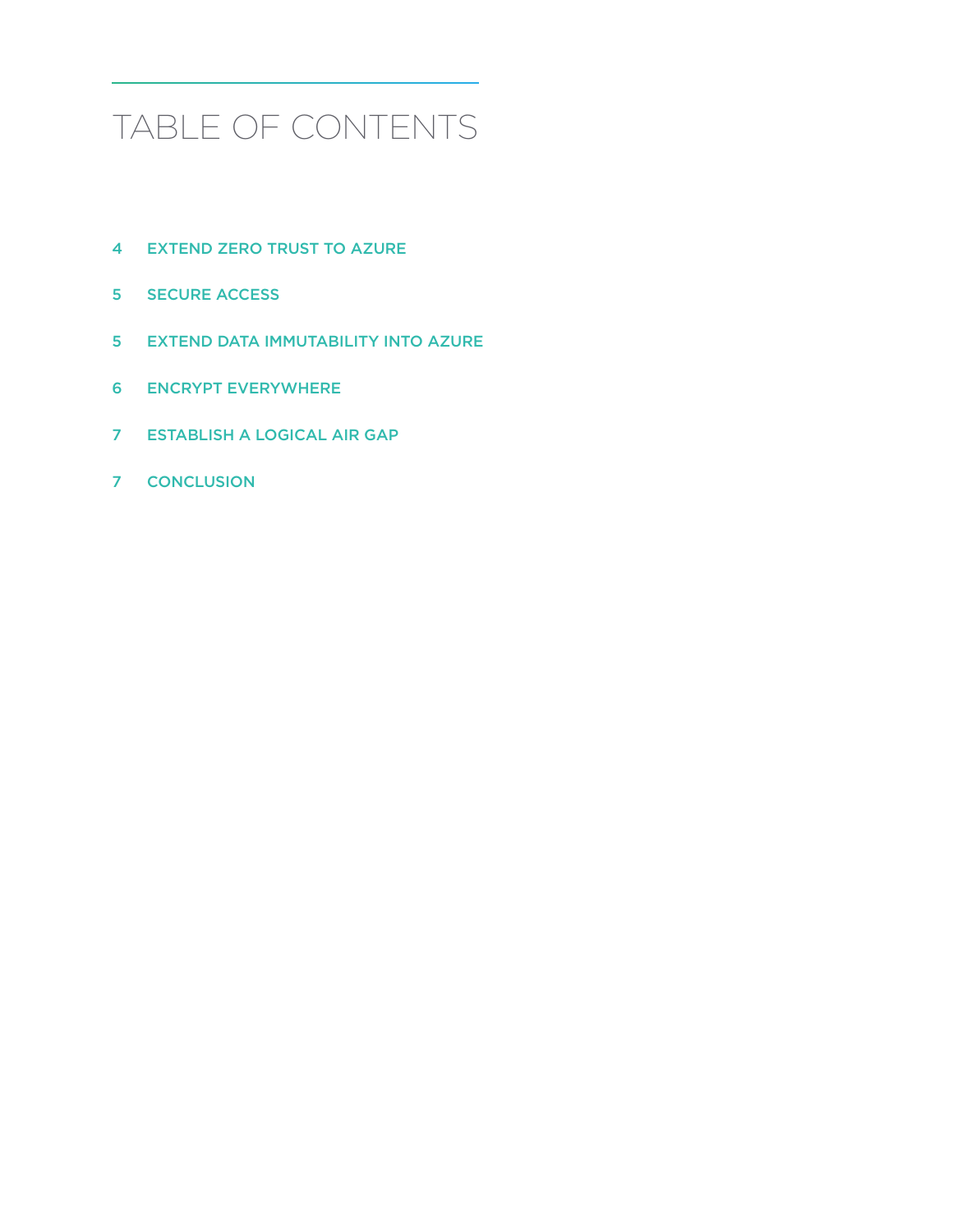# TABLE OF CONTENTS

4 EXTEND ZERO TRUST TO AZURE

5 SECURE ACCESS

5 EXTEND DATA IMMUTABILITY INTO AZURE

6 ENCRYPT EVERYWHERE

7 ESTABLISH A LOGICAL AIR GAP

7 CONCLUSION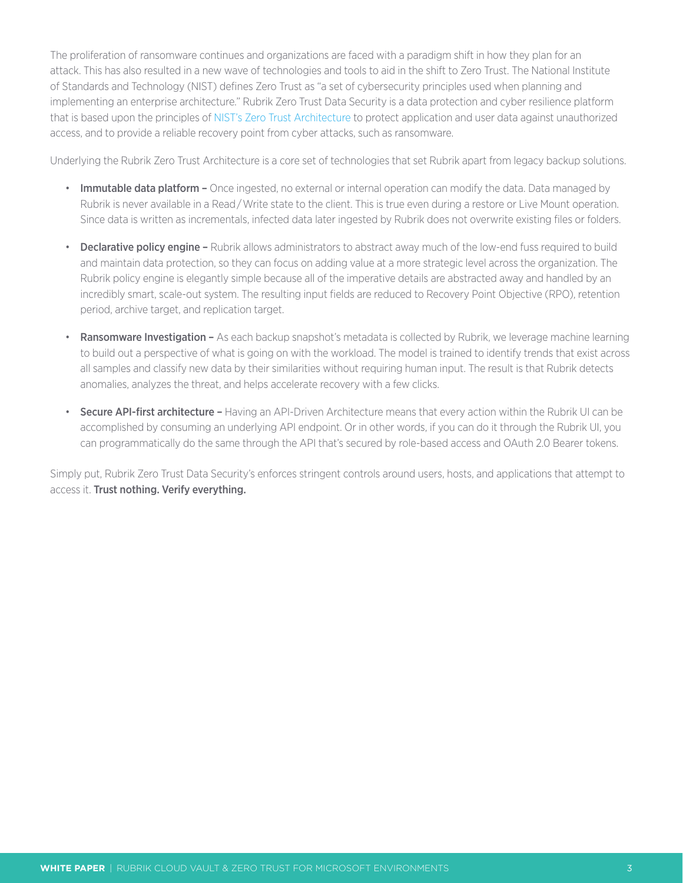The proliferation of ransomware continues and organizations are faced with a paradigm shift in how they plan for an attack. This has also resulted in a new wave of technologies and tools to aid in the shift to Zero Trust. The National Institute of Standards and Technology (NIST) defines Zero Trust as "a set of cybersecurity principles used when planning and implementing an enterprise architecture." Rubrik Zero Trust Data Security is a data protection and cyber resilience platform that is based upon the principles of NIST's Zero Trust Architecture to protect application and user data against unauthorized access, and to provide a reliable recovery point from cyber attacks, such as ransomware.

Underlying the Rubrik Zero Trust Architecture is a core set of technologies that set Rubrik apart from legacy backup solutions.

- **Immutable data platform –** Once ingested, no external or internal operation can modify the data. Data managed by Rubrik is never available in a Read / Write state to the client. This is true even during a restore or Live Mount operation. Since data is written as incrementals, infected data later ingested by Rubrik does not overwrite existing files or folders.
- **Declarative policy engine –** Rubrik allows administrators to abstract away much of the low-end fuss required to build and maintain data protection, so they can focus on adding value at a more strategic level across the organization. The Rubrik policy engine is elegantly simple because all of the imperative details are abstracted away and handled by an incredibly smart, scale-out system. The resulting input fields are reduced to Recovery Point Objective (RPO), retention period, archive target, and replication target.
- **Ransomware Investigation –** As each backup snapshot's metadata is collected by Rubrik, we leverage machine learning to build out a perspective of what is going on with the workload. The model is trained to identify trends that exist across all samples and classify new data by their similarities without requiring human input. The result is that Rubrik detects anomalies, analyzes the threat, and helps accelerate recovery with a few clicks.
- **Secure API-first architecture –** Having an API-Driven Architecture means that every action within the Rubrik UI can be accomplished by consuming an underlying API endpoint. Or in other words, if you can do it through the Rubrik UI, you can programmatically do the same through the API that's secured by role-based access and OAuth 2.0 Bearer tokens.

Simply put, Rubrik Zero Trust Data Security's enforces stringent controls around users, hosts, and applications that attempt to access it. **Trust nothing. Verify everything.**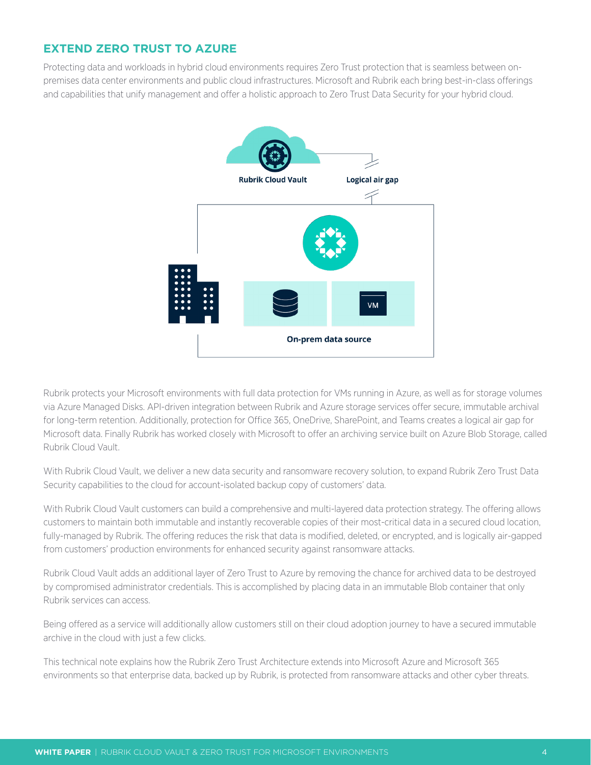## EXTEND ZERO TRUST TO AZURE

Protecting data and workloads in hybrid cloud environments requires Zero Trust protection that is seamless between on-premises data center environments and public cloud infrastructures. Microsoft and Rubrik each bring best-in-class offerings and capabilities that unify management and offer a holistic approach to Zero Trust Data Security for your hybrid cloud.

Rubrik protects your Microsoft environments with full data protection for VMs running in Azure, as well as for storage volumes via Azure Managed Disks. API-driven integration between Rubrik and Azure storage services offer secure, immutable archival for long-term retention. Additionally, protection for Office 365, OneDrive, SharePoint, and Teams creates a logical air gap for Microsoft data. Finally Rubrik has worked closely with Microsoft to offer an archiving service built on Azure Blob Storage, called Rubrik Cloud Vault.

With Rubrik Cloud Vault, we deliver a new data security and ransomware recovery solution, to expand Rubrik Zero Trust Data Security capabilities to the cloud for account-isolated backup copy of customers' data.

With Rubrik Cloud Vault customers can build a comprehensive and multi-layered data protection strategy. The offering allows customers to maintain both immutable and instantly recoverable copies of their most-critical data in a secured cloud location, fully-managed by Rubrik. The offering reduces the risk that data is modified, deleted, or encrypted, and is logically air-gapped from customers' production environments for enhanced security against ransomware attacks.

Rubrik Cloud Vault adds an additional layer of Zero Trust to Azure by removing the chance for archived data to be destroyed by compromised administrator credentials. This is accomplished by placing data in an immutable Blob container that only Rubrik services can access.

Being offered as a service will additionally allow customers still on their cloud adoption journey to have a secured immutable archive in the cloud with just a few clicks.

This technical note explains how the Rubrik Zero Trust Architecture extends into Microsoft Azure and Microsoft 365 environments so that enterprise data, backed up by Rubrik, is protected from ransomware attacks and other cyber threats.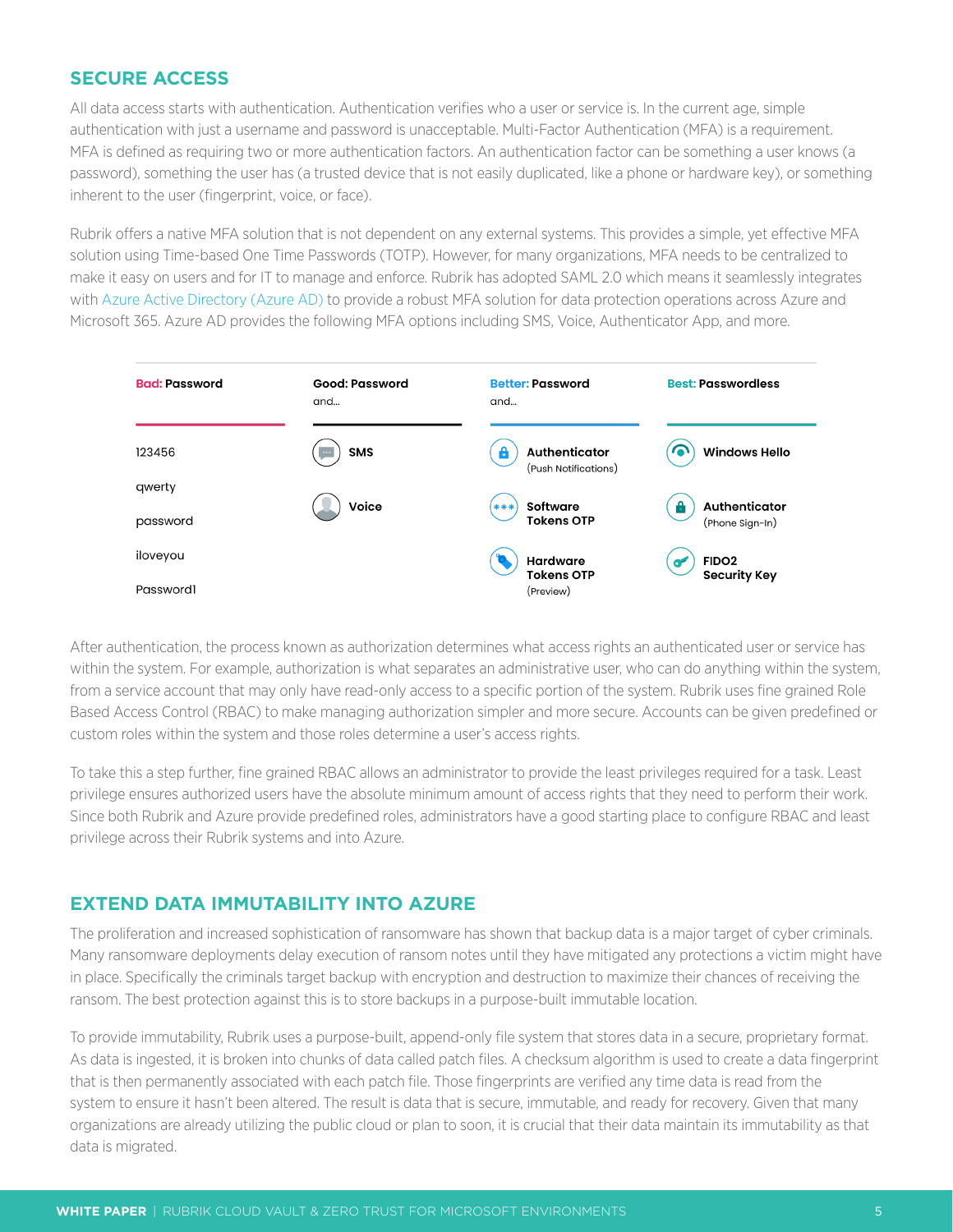## SECURE ACCESS

All data access starts with authentication. Authentication verifies who a user or service is. In the current age, simple authentication with just a username and password is unacceptable. Multi-Factor Authentication (MFA) is a requirement. MFA is defined as requiring two or more authentication factors. An authentication factor can be something a user knows (a password), something the user has (a trusted device that is not easily duplicated, like a phone or hardware key), or something inherent to the user (fingerprint, voice, or face).

Rubrik offers a native MFA solution that is not dependent on any external systems. This provides a simple, yet effective MFA solution using Time-based One Time Passwords (TOTP). However, for many organizations, MFA needs to be centralized to make it easy on users and for IT to manage and enforce. Rubrik has adopted SAML 2.0 which means it seamlessly integrates with Azure Active Directory (Azure AD) to provide a robust MFA solution for data protection operations across Azure and Microsoft 365. Azure AD provides the following MFA options including SMS, Voice, Authenticator App, and more.

| **Bad:** Password | **Good:** Password and... | **Better:** Password and... | **Best:** Passwordless |
| --- | --- | --- | --- |
| 123456 | **SMS** | **Authenticator** (Push Notifications) | **Windows Hello** |
| qwerty | **Voice** | **Software Tokens OTP** | **Authenticator** (Phone Sign-In) |
| password | | **Hardware Tokens OTP** (Preview) | **FIDO2 Security Key** |
| iloveyou | | | |
| Password1 | | | |

After authentication, the process known as authorization determines what access rights an authenticated user or service has within the system. For example, authorization is what separates an administrative user, who can do anything within the system, from a service account that may only have read-only access to a specific portion of the system. Rubrik uses fine grained Role Based Access Control (RBAC) to make managing authorization simpler and more secure. Accounts can be given predefined or custom roles within the system and those roles determine a user's access rights.

To take this a step further, fine grained RBAC allows an administrator to provide the least privileges required for a task. Least privilege ensures authorized users have the absolute minimum amount of access rights that they need to perform their work. Since both Rubrik and Azure provide predefined roles, administrators have a good starting place to configure RBAC and least privilege across their Rubrik systems and into Azure.

## EXTEND DATA IMMUTABILITY INTO AZURE

The proliferation and increased sophistication of ransomware has shown that backup data is a major target of cyber criminals. Many ransomware deployments delay execution of ransom notes until they have mitigated any protections a victim might have in place. Specifically the criminals target backup with encryption and destruction to maximize their chances of receiving the ransom. The best protection against this is to store backups in a purpose-built immutable location.

To provide immutability, Rubrik uses a purpose-built, append-only file system that stores data in a secure, proprietary format. As data is ingested, it is broken into chunks of data called patch files. A checksum algorithm is used to create a data fingerprint that is then permanently associated with each patch file. Those fingerprints are verified any time data is read from the system to ensure it hasn't been altered. The result is data that is secure, immutable, and ready for recovery. Given that many organizations are already utilizing the public cloud or plan to soon, it is crucial that their data maintain its immutability as that data is migrated.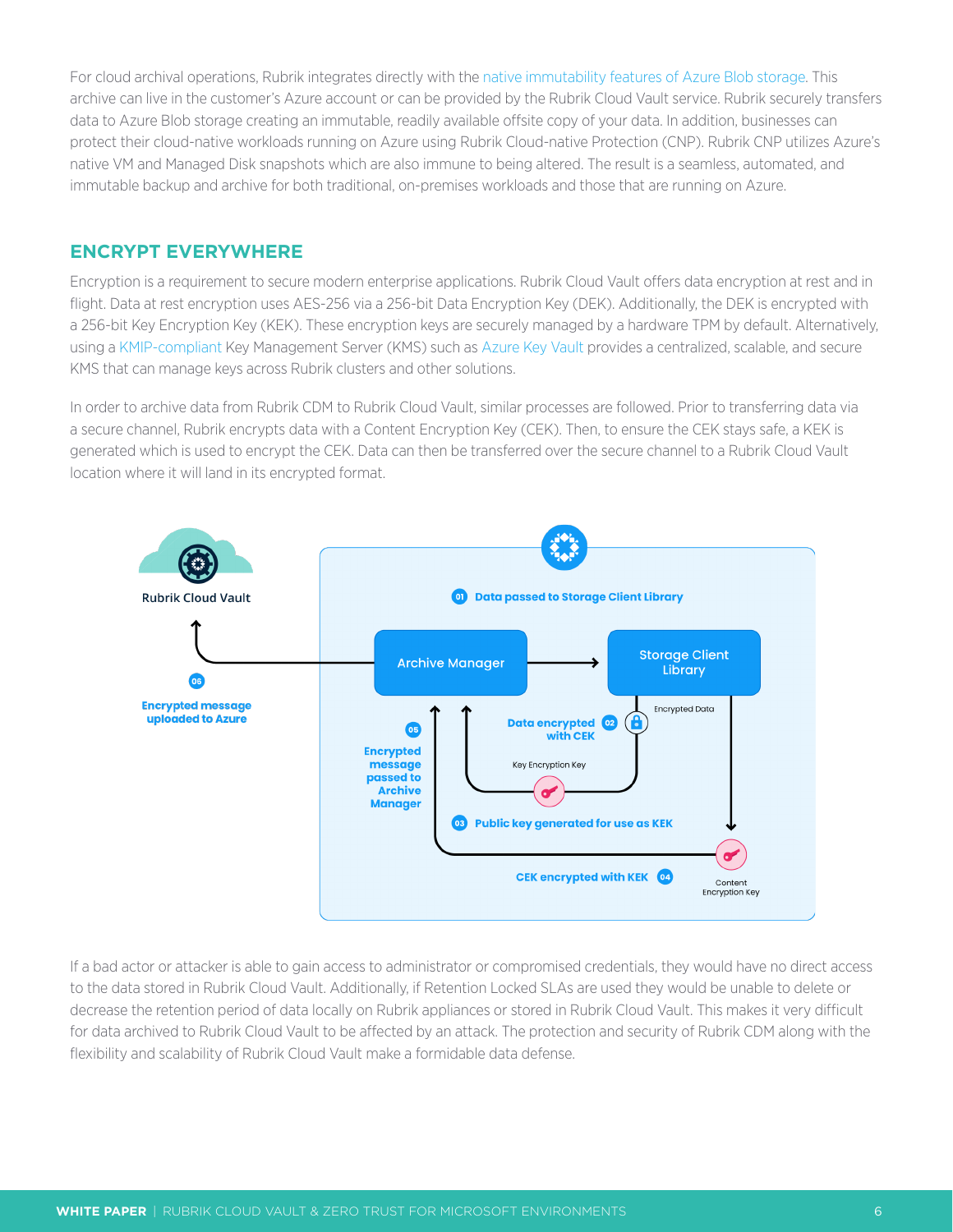For cloud archival operations, Rubrik integrates directly with the native immutability features of Azure Blob storage. This archive can live in the customer's Azure account or can be provided by the Rubrik Cloud Vault service. Rubrik securely transfers data to Azure Blob storage creating an immutable, readily available offsite copy of your data. In addition, businesses can protect their cloud-native workloads running on Azure using Rubrik Cloud-native Protection (CNP). Rubrik CNP utilizes Azure's native VM and Managed Disk snapshots which are also immune to being altered. The result is a seamless, automated, and immutable backup and archive for both traditional, on-premises workloads and those that are running on Azure.

## ENCRYPT EVERYWHERE

Encryption is a requirement to secure modern enterprise applications. Rubrik Cloud Vault offers data encryption at rest and in flight. Data at rest encryption uses AES-256 via a 256-bit Data Encryption Key (DEK). Additionally, the DEK is encrypted with a 256-bit Key Encryption Key (KEK). These encryption keys are securely managed by a hardware TPM by default. Alternatively, using a KMIP-compliant Key Management Server (KMS) such as Azure Key Vault provides a centralized, scalable, and secure KMS that can manage keys across Rubrik clusters and other solutions.

In order to archive data from Rubrik CDM to Rubrik Cloud Vault, similar processes are followed. Prior to transferring data via a secure channel, Rubrik encrypts data with a Content Encryption Key (CEK). Then, to ensure the CEK stays safe, a KEK is generated which is used to encrypt the CEK. Data can then be transferred over the secure channel to a Rubrik Cloud Vault location where it will land in its encrypted format.

Rubrik Cloud Vault

01 Data passed to Storage Client Library

Archive Manager

Storage Client Library

Encrypted Data

02 Data encrypted with CEK

Key Encryption Key

03 Public key generated for use as KEK

04 CEK encrypted with KEK

Content Encryption Key

05 Encrypted message passed to Archive Manager

06 Encrypted message uploaded to Azure

If a bad actor or attacker is able to gain access to administrator or compromised credentials, they would have no direct access to the data stored in Rubrik Cloud Vault. Additionally, if Retention Locked SLAs are used they would be unable to delete or decrease the retention period of data locally on Rubrik appliances or stored in Rubrik Cloud Vault. This makes it very difficult for data archived to Rubrik Cloud Vault to be affected by an attack. The protection and security of Rubrik CDM along with the flexibility and scalability of Rubrik Cloud Vault make a formidable data defense.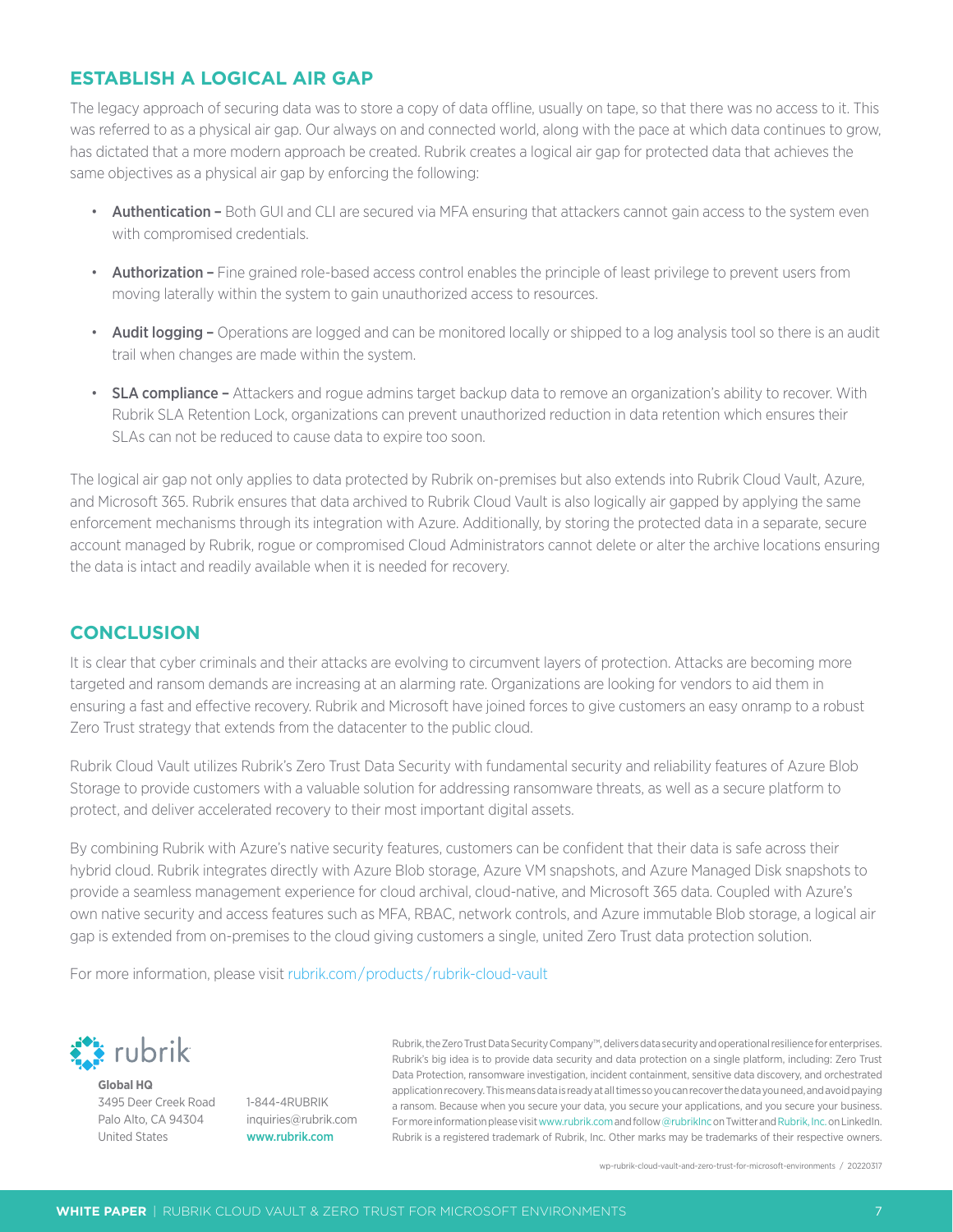## ESTABLISH A LOGICAL AIR GAP

The legacy approach of securing data was to store a copy of data offline, usually on tape, so that there was no access to it. This was referred to as a physical air gap. Our always on and connected world, along with the pace at which data continues to grow, has dictated that a more modern approach be created. Rubrik creates a logical air gap for protected data that achieves the same objectives as a physical air gap by enforcing the following:

- **Authentication –** Both GUI and CLI are secured via MFA ensuring that attackers cannot gain access to the system even with compromised credentials.
- **Authorization –** Fine grained role-based access control enables the principle of least privilege to prevent users from moving laterally within the system to gain unauthorized access to resources.
- **Audit logging –** Operations are logged and can be monitored locally or shipped to a log analysis tool so there is an audit trail when changes are made within the system.
- **SLA compliance –** Attackers and rogue admins target backup data to remove an organization's ability to recover. With Rubrik SLA Retention Lock, organizations can prevent unauthorized reduction in data retention which ensures their SLAs can not be reduced to cause data to expire too soon.

The logical air gap not only applies to data protected by Rubrik on-premises but also extends into Rubrik Cloud Vault, Azure, and Microsoft 365. Rubrik ensures that data archived to Rubrik Cloud Vault is also logically air gapped by applying the same enforcement mechanisms through its integration with Azure. Additionally, by storing the protected data in a separate, secure account managed by Rubrik, rogue or compromised Cloud Administrators cannot delete or alter the archive locations ensuring the data is intact and readily available when it is needed for recovery.

## CONCLUSION

It is clear that cyber criminals and their attacks are evolving to circumvent layers of protection. Attacks are becoming more targeted and ransom demands are increasing at an alarming rate. Organizations are looking for vendors to aid them in ensuring a fast and effective recovery. Rubrik and Microsoft have joined forces to give customers an easy onramp to a robust Zero Trust strategy that extends from the datacenter to the public cloud.

Rubrik Cloud Vault utilizes Rubrik's Zero Trust Data Security with fundamental security and reliability features of Azure Blob Storage to provide customers with a valuable solution for addressing ransomware threats, as well as a secure platform to protect, and deliver accelerated recovery to their most important digital assets.

By combining Rubrik with Azure's native security features, customers can be confident that their data is safe across their hybrid cloud. Rubrik integrates directly with Azure Blob storage, Azure VM snapshots, and Azure Managed Disk snapshots to provide a seamless management experience for cloud archival, cloud-native, and Microsoft 365 data. Coupled with Azure's own native security and access features such as MFA, RBAC, network controls, and Azure immutable Blob storage, a logical air gap is extended from on-premises to the cloud giving customers a single, united Zero Trust data protection solution.

For more information, please visit rubrik.com/products/rubrik-cloud-vault

rubrik

**Global HQ**
3495 Deer Creek Road
Palo Alto, CA 94304
United States

1-844-4RUBRIK
inquiries@rubrik.com
**www.rubrik.com**

Rubrik, the Zero Trust Data Security Company™, delivers data security and operational resilience for enterprises. Rubrik's big idea is to provide data security and data protection on a single platform, including: Zero Trust Data Protection, ransomware investigation, incident containment, sensitive data discovery, and orchestrated application recovery. This means data is ready at all times so you can recover the data you need, and avoid paying a ransom. Because when you secure your data, you secure your applications, and you secure your business. For more information please visit www.rubrik.com and follow @rubrikInc on Twitter and Rubrik, Inc. on LinkedIn. Rubrik is a registered trademark of Rubrik, Inc. Other marks may be trademarks of their respective owners.

wp-rubrik-cloud-vault-and-zero-trust-for-microsoft-environments / 20220317